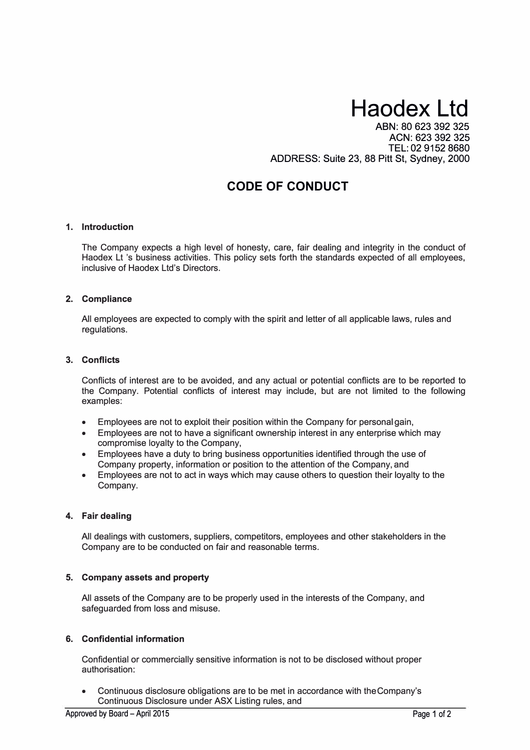# Haodex Ltd

ABN: 80 623 392 325
ACN: 623 392 325
TEL: 02 9152 8680
ADDRESS: Suite 23, 88 Pitt St, Sydney, 2000

## CODE OF CONDUCT

### 1. Introduction

The Company expects a high level of honesty, care, fair dealing and integrity in the conduct of Haodex Lt 's business activities. This policy sets forth the standards expected of all employees, inclusive of Haodex Ltd's Directors.

### 2. Compliance

All employees are expected to comply with the spirit and letter of all applicable laws, rules and regulations.

### 3. Conflicts

Conflicts of interest are to be avoided, and any actual or potential conflicts are to be reported to the Company. Potential conflicts of interest may include, but are not limited to the following examples:

- Employees are not to exploit their position within the Company for personal gain,
- Employees are not to have a significant ownership interest in any enterprise which may compromise loyalty to the Company,
- Employees have a duty to bring business opportunities identified through the use of Company property, information or position to the attention of the Company, and
- Employees are not to act in ways which may cause others to question their loyalty to the Company.

### 4. Fair dealing

All dealings with customers, suppliers, competitors, employees and other stakeholders in the Company are to be conducted on fair and reasonable terms.

### 5. Company assets and property

All assets of the Company are to be properly used in the interests of the Company, and safeguarded from loss and misuse.

### 6. Confidential information

Confidential or commercially sensitive information is not to be disclosed without proper authorisation:

- Continuous disclosure obligations are to be met in accordance with the Company's Continuous Disclosure under ASX Listing rules, and

Approved by Board – April 2015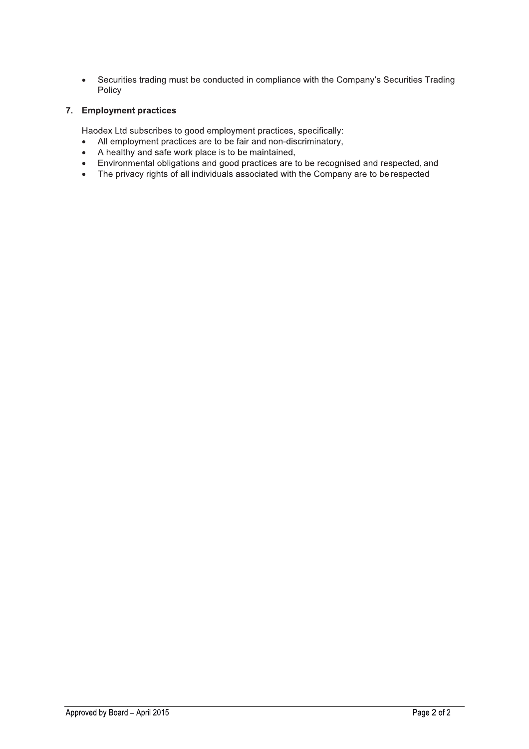- Securities trading must be conducted in compliance with the Company's Securities Trading Policy

## 7. Employment practices

Haodex Ltd subscribes to good employment practices, specifically:

- All employment practices are to be fair and non-discriminatory,
- A healthy and safe work place is to be maintained,
- Environmental obligations and good practices are to be recognised and respected, and
- The privacy rights of all individuals associated with the Company are to be respected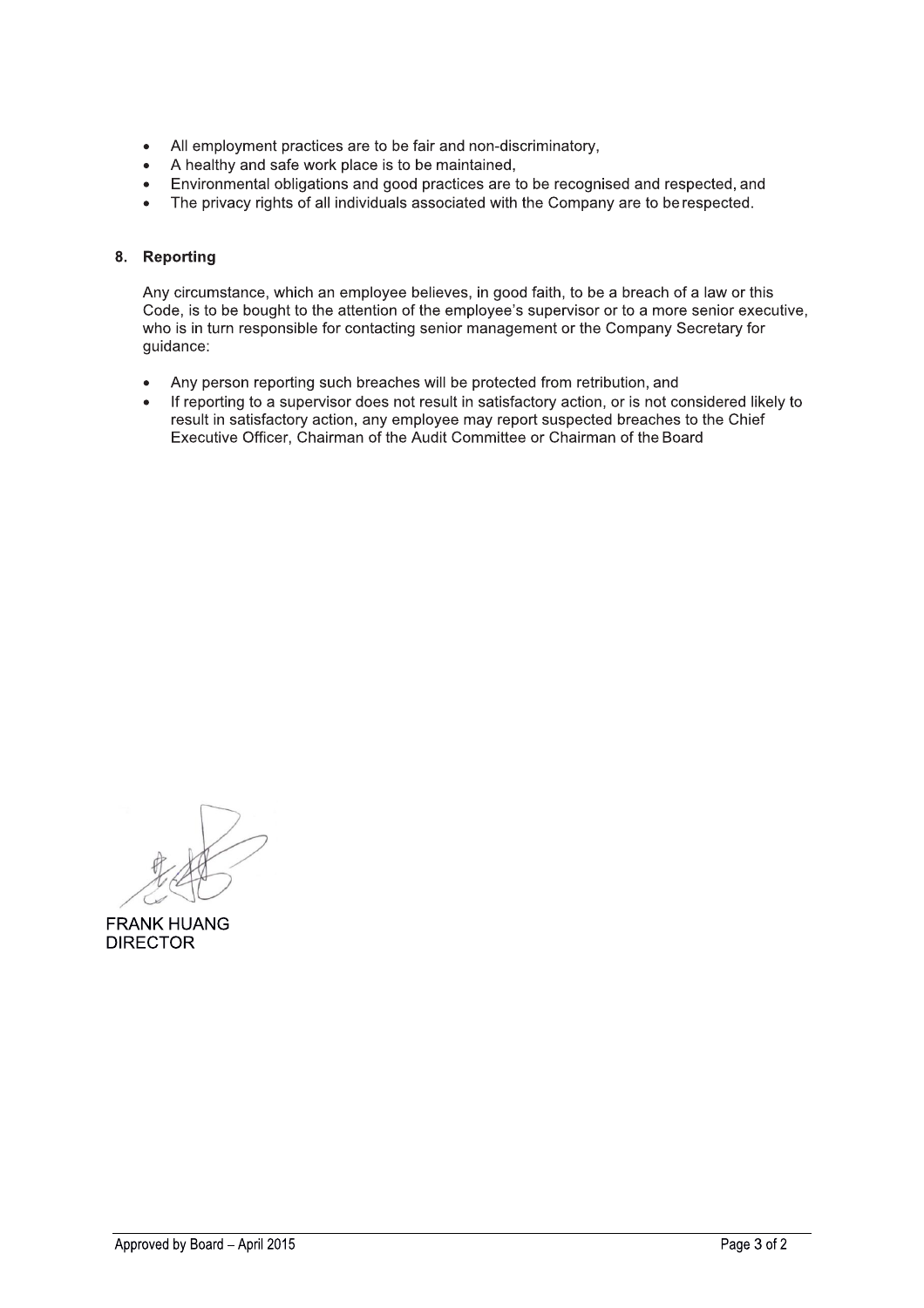- All employment practices are to be fair and non-discriminatory,
- A healthy and safe work place is to be maintained,
- Environmental obligations and good practices are to be recognised and respected, and
- The privacy rights of all individuals associated with the Company are to be respected.

## 8. Reporting

Any circumstance, which an employee believes, in good faith, to be a breach of a law or this Code, is to be bought to the attention of the employee's supervisor or to a more senior executive, who is in turn responsible for contacting senior management or the Company Secretary for guidance:

- Any person reporting such breaches will be protected from retribution, and
- If reporting to a supervisor does not result in satisfactory action, or is not considered likely to result in satisfactory action, any employee may report suspected breaches to the Chief Executive Officer, Chairman of the Audit Committee or Chairman of the Board

FRANK HUANG
DIRECTOR

Approved by Board – April 2015